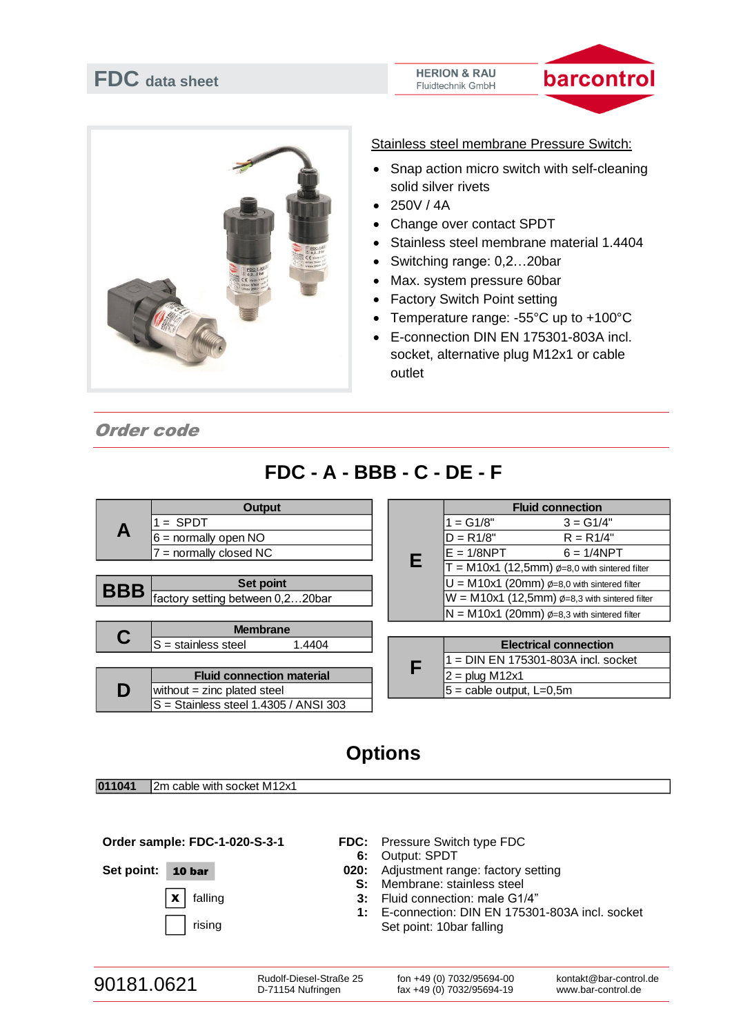# FDC data sheet

HERION & RAU
Fluidtechnik GmbH

barcontrol

Stainless steel membrane Pressure Switch:

- Snap action micro switch with self-cleaning solid silver rivets
- 250V / 4A
- Change over contact SPDT
- Stainless steel membrane material 1.4404
- Switching range: 0,2…20bar
- Max. system pressure 60bar
- Factory Switch Point setting
- Temperature range: -55°C up to +100°C
- E-connection DIN EN 175301-803A incl. socket, alternative plug M12x1 or cable outlet

## *Order code*

### FDC - A - BBB - C - DE - F

| A | Output |
|---|---|
| | 1 = SPDT |
| | 6 = normally open NO |
| | 7 = normally closed NC |

| BBB | Set point |
|---|---|
| | factory setting between 0,2…20bar |

| C | Membrane |
|---|---|
| | S = stainless steel 1.4404 |

| D | Fluid connection material |
|---|---|
| | without = zinc plated steel |
| | S = Stainless steel 1.4305 / ANSI 303 |

| E | Fluid connection | |
|---|---|---|
| | 1 = G1/8" | 3 = G1/4" |
| | D = R1/8" | R = R1/4" |
| | E = 1/8NPT | 6 = 1/4NPT |
| | T = M10x1 (12,5mm) ø=8,0 with sintered filter | |
| | U = M10x1 (20mm) ø=8,0 with sintered filter | |
| | W = M10x1 (12,5mm) ø=8,3 with sintered filter | |
| | N = M10x1 (20mm) ø=8,3 with sintered filter | |

| F | Electrical connection |
|---|---|
| | 1 = DIN EN 175301-803A incl. socket |
| | 2 = plug M12x1 |
| | 5 = cable output, L=0,5m |

## Options

| 011041 | 2m cable with socket M12x1 |
|---|---|

**Order sample: FDC-1-020-S-3-1**

**Set point:** **10 bar**

[x] falling

[ ] rising

| | |
|---|---|
| **FDC:** | Pressure Switch type FDC |
| **6:** | Output: SPDT |
| **020:** | Adjustment range: factory setting |
| **S:** | Membrane: stainless steel |
| **3:** | Fluid connection: male G1/4" |
| **1:** | E-connection: DIN EN 175301-803A incl. socket |
| | Set point: 10bar falling |

90181.0621

Rudolf-Diesel-Straße 25
D-71154 Nufringen

fon +49 (0) 7032/95694-00
fax +49 (0) 7032/95694-19

kontakt@bar-control.de
www.bar-control.de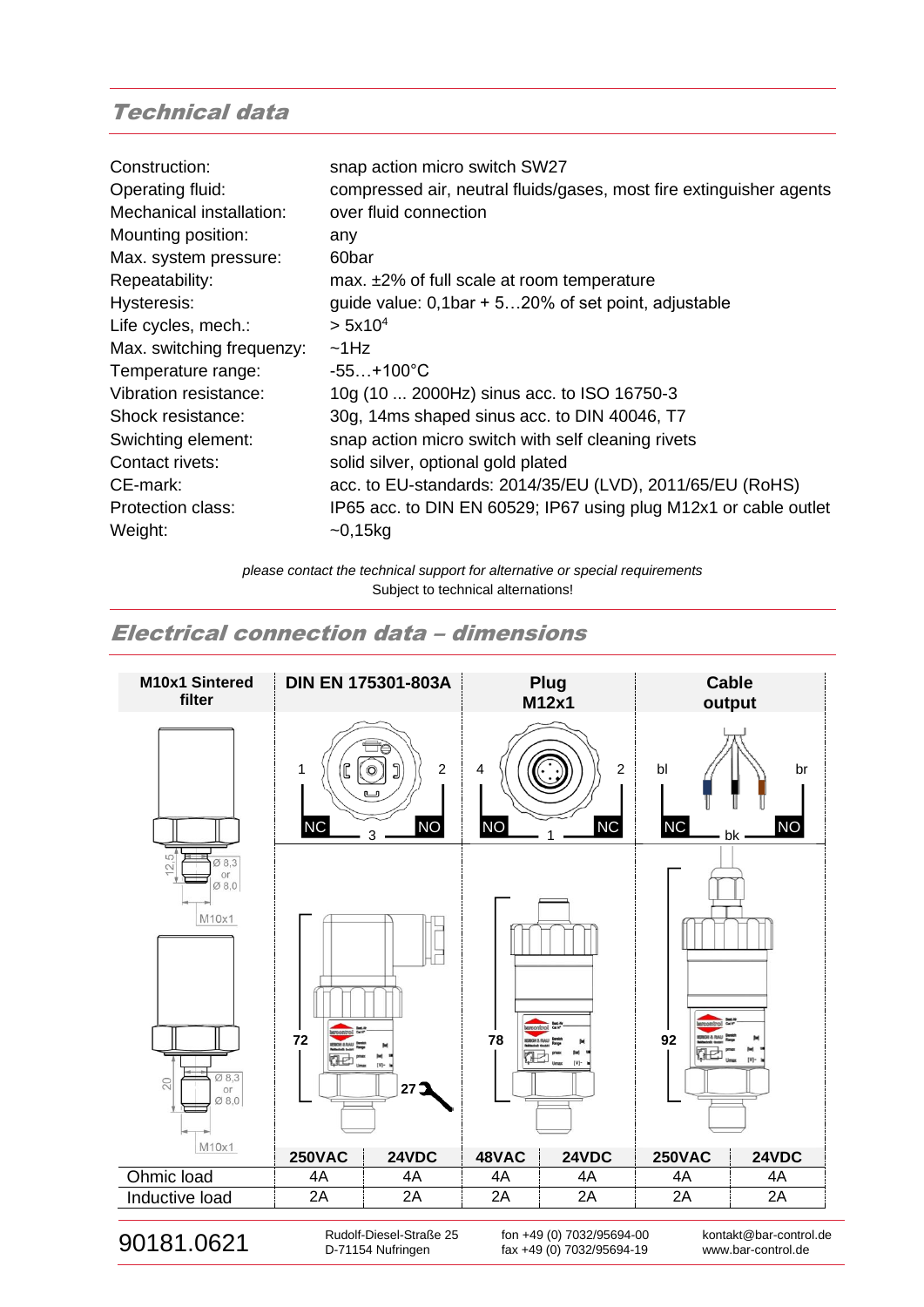## *Technical data*

| | |
|---|---|
| Construction: | snap action micro switch SW27 |
| Operating fluid: | compressed air, neutral fluids/gases, most fire extinguisher agents |
| Mechanical installation: | over fluid connection |
| Mounting position: | any |
| Max. system pressure: | 60bar |
| Repeatability: | max. ±2% of full scale at room temperature |
| Hysteresis: | guide value: 0,1bar + 5…20% of set point, adjustable |
| Life cycles, mech.: | > $5x10^4$ |
| Max. switching frequenzy: | ~1Hz |
| Temperature range: | -55…+100°C |
| Vibration resistance: | 10g (10 ... 2000Hz) sinus acc. to ISO 16750-3 |
| Shock resistance: | 30g, 14ms shaped sinus acc. to DIN 40046, T7 |
| Swichting element: | snap action micro switch with self cleaning rivets |
| Contact rivets: | solid silver, optional gold plated |
| CE-mark: | acc. to EU-standards: 2014/35/EU (LVD), 2011/65/EU (RoHS) |
| Protection class: | IP65 acc. to DIN EN 60529; IP67 using plug M12x1 or cable outlet |
| Weight: | ~0,15kg |

*please contact the technical support for alternative or special requirements*

Subject to technical alternations!

## *Electrical connection data – dimensions*

M10x1 Sintered filter

12,5 Ø 8,3 or Ø 8,0 M10x1

20 Ø 8,3 or Ø 8,0 M10x1

DIN EN 175301-803A

1 2 NC 3 NO

72 27

Plug M12x1

4 2 NO 1 NC

78

Cable output

bl br NC bk NO

92

| | DIN EN 175301-803A | | Plug M12x1 | | Cable output | |
|---|---|---|---|---|---|---|
| | 250VAC | 24VDC | 48VAC | 24VDC | 250VAC | 24VDC |
| Ohmic load | 4A | 4A | 4A | 4A | 4A | 4A |
| Inductive load | 2A | 2A | 2A | 2A | 2A | 2A |

90181.0621

Rudolf-Diesel-Straße 25
D-71154 Nufringen

fon +49 (0) 7032/95694-00
fax +49 (0) 7032/95694-19

kontakt@bar-control.de
www.bar-control.de